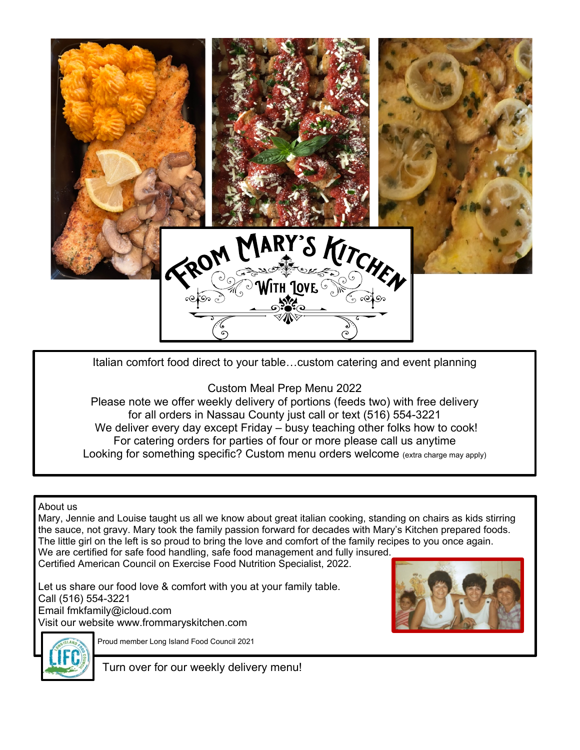# From Mary's Kitchen

## With Love

Italian comfort food direct to your table…custom catering and event planning

Custom Meal Prep Menu 2022

Please note we offer weekly delivery of portions (feeds two) with free delivery for all orders in Nassau County just call or text (516) 554-3221

We deliver every day except Friday – busy teaching other folks how to cook!

For catering orders for parties of four or more please call us anytime

Looking for something specific? Custom menu orders welcome (extra charge may apply)

About us

Mary, Jennie and Louise taught us all we know about great italian cooking, standing on chairs as kids stirring the sauce, not gravy. Mary took the family passion forward for decades with Mary's Kitchen prepared foods. The little girl on the left is so proud to bring the love and comfort of the family recipes to you once again. We are certified for safe food handling, safe food management and fully insured.

Certified American Council on Exercise Food Nutrition Specialist, 2022.

Let us share our food love & comfort with you at your family table.

Call (516) 554-3221

Email fmkfamily@icloud.com

Visit our website www.frommaryskitchen.com

Proud member Long Island Food Council 2021

Turn over for our weekly delivery menu!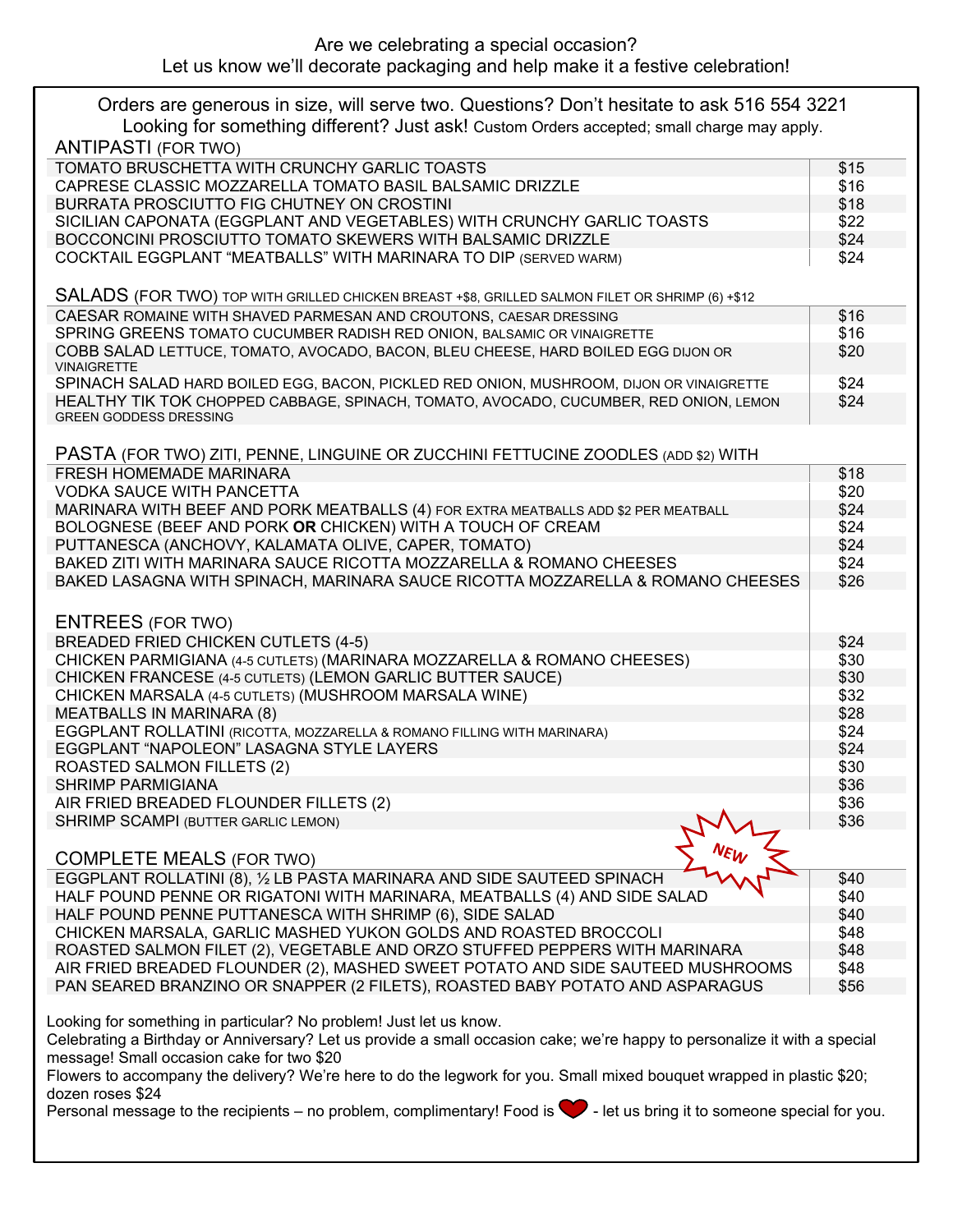Are we celebrating a special occasion?
Let us know we'll decorate packaging and help make it a festive celebration!

Orders are generous in size, will serve two. Questions? Don't hesitate to ask 516 554 3221
Looking for something different? Just ask! Custom Orders accepted; small charge may apply.

## ANTIPASTI (FOR TWO)

| | |
|---|---|
| TOMATO BRUSCHETTA WITH CRUNCHY GARLIC TOASTS | $15 |
| CAPRESE CLASSIC MOZZARELLA TOMATO BASIL BALSAMIC DRIZZLE | $16 |
| BURRATA PROSCIUTTO FIG CHUTNEY ON CROSTINI | $18 |
| SICILIAN CAPONATA (EGGPLANT AND VEGETABLES) WITH CRUNCHY GARLIC TOASTS | $22 |
| BOCCONCINI PROSCIUTTO TOMATO SKEWERS WITH BALSAMIC DRIZZLE | $24 |
| COCKTAIL EGGPLANT "MEATBALLS" WITH MARINARA TO DIP (SERVED WARM) | $24 |

## SALADS (FOR TWO) TOP WITH GRILLED CHICKEN BREAST +$8, GRILLED SALMON FILET OR SHRIMP (6) +$12

| | |
|---|---|
| CAESAR ROMAINE WITH SHAVED PARMESAN AND CROUTONS, CAESAR DRESSING | $16 |
| SPRING GREENS TOMATO CUCUMBER RADISH RED ONION, BALSAMIC OR VINAIGRETTE | $16 |
| COBB SALAD LETTUCE, TOMATO, AVOCADO, BACON, BLEU CHEESE, HARD BOILED EGG DIJON OR VINAIGRETTE | $20 |
| SPINACH SALAD HARD BOILED EGG, BACON, PICKLED RED ONION, MUSHROOM, DIJON OR VINAIGRETTE | $24 |
| HEALTHY TIK TOK CHOPPED CABBAGE, SPINACH, TOMATO, AVOCADO, CUCUMBER, RED ONION, LEMON GREEN GODDESS DRESSING | $24 |

## PASTA (FOR TWO) ZITI, PENNE, LINGUINE OR ZUCCHINI FETTUCINE ZOODLES (ADD $2) WITH

| | |
|---|---|
| FRESH HOMEMADE MARINARA | $18 |
| VODKA SAUCE WITH PANCETTA | $20 |
| MARINARA WITH BEEF AND PORK MEATBALLS (4) FOR EXTRA MEATBALLS ADD $2 PER MEATBALL | $24 |
| BOLOGNESE (BEEF AND PORK **OR** CHICKEN) WITH A TOUCH OF CREAM | $24 |
| PUTTANESCA (ANCHOVY, KALAMATA OLIVE, CAPER, TOMATO) | $24 |
| BAKED ZITI WITH MARINARA SAUCE RICOTTA MOZZARELLA & ROMANO CHEESES | $24 |
| BAKED LASAGNA WITH SPINACH, MARINARA SAUCE RICOTTA MOZZARELLA & ROMANO CHEESES | $26 |

## ENTREES (FOR TWO)

| | |
|---|---|
| BREADED FRIED CHICKEN CUTLETS (4-5) | $24 |
| CHICKEN PARMIGIANA (4-5 CUTLETS) (MARINARA MOZZARELLA & ROMANO CHEESES) | $30 |
| CHICKEN FRANCESE (4-5 CUTLETS) (LEMON GARLIC BUTTER SAUCE) | $30 |
| CHICKEN MARSALA (4-5 CUTLETS) (MUSHROOM MARSALA WINE) | $32 |
| MEATBALLS IN MARINARA (8) | $28 |
| EGGPLANT ROLLATINI (RICOTTA, MOZZARELLA & ROMANO FILLING WITH MARINARA) | $24 |
| EGGPLANT "NAPOLEON" LASAGNA STYLE LAYERS | $24 |
| ROASTED SALMON FILLETS (2) | $30 |
| SHRIMP PARMIGIANA | $36 |
| AIR FRIED BREADED FLOUNDER FILLETS (2) | $36 |
| SHRIMP SCAMPI (BUTTER GARLIC LEMON) | $36 |

## COMPLETE MEALS (FOR TWO)

NEW

| | |
|---|---|
| EGGPLANT ROLLATINI (8), ½ LB PASTA MARINARA AND SIDE SAUTEED SPINACH | $40 |
| HALF POUND PENNE OR RIGATONI WITH MARINARA, MEATBALLS (4) AND SIDE SALAD | $40 |
| HALF POUND PENNE PUTTANESCA WITH SHRIMP (6), SIDE SALAD | $40 |
| CHICKEN MARSALA, GARLIC MASHED YUKON GOLDS AND ROASTED BROCCOLI | $48 |
| ROASTED SALMON FILET (2), VEGETABLE AND ORZO STUFFED PEPPERS WITH MARINARA | $48 |
| AIR FRIED BREADED FLOUNDER (2), MASHED SWEET POTATO AND SIDE SAUTEED MUSHROOMS | $48 |
| PAN SEARED BRANZINO OR SNAPPER (2 FILETS), ROASTED BABY POTATO AND ASPARAGUS | $56 |

Looking for something in particular? No problem! Just let us know.

Celebrating a Birthday or Anniversary? Let us provide a small occasion cake; we're happy to personalize it with a special message! Small occasion cake for two $20

Flowers to accompany the delivery? We're here to do the legwork for you. Small mixed bouquet wrapped in plastic $20; dozen roses $24

Personal message to the recipients – no problem, complimentary! Food is ❤ - let us bring it to someone special for you.